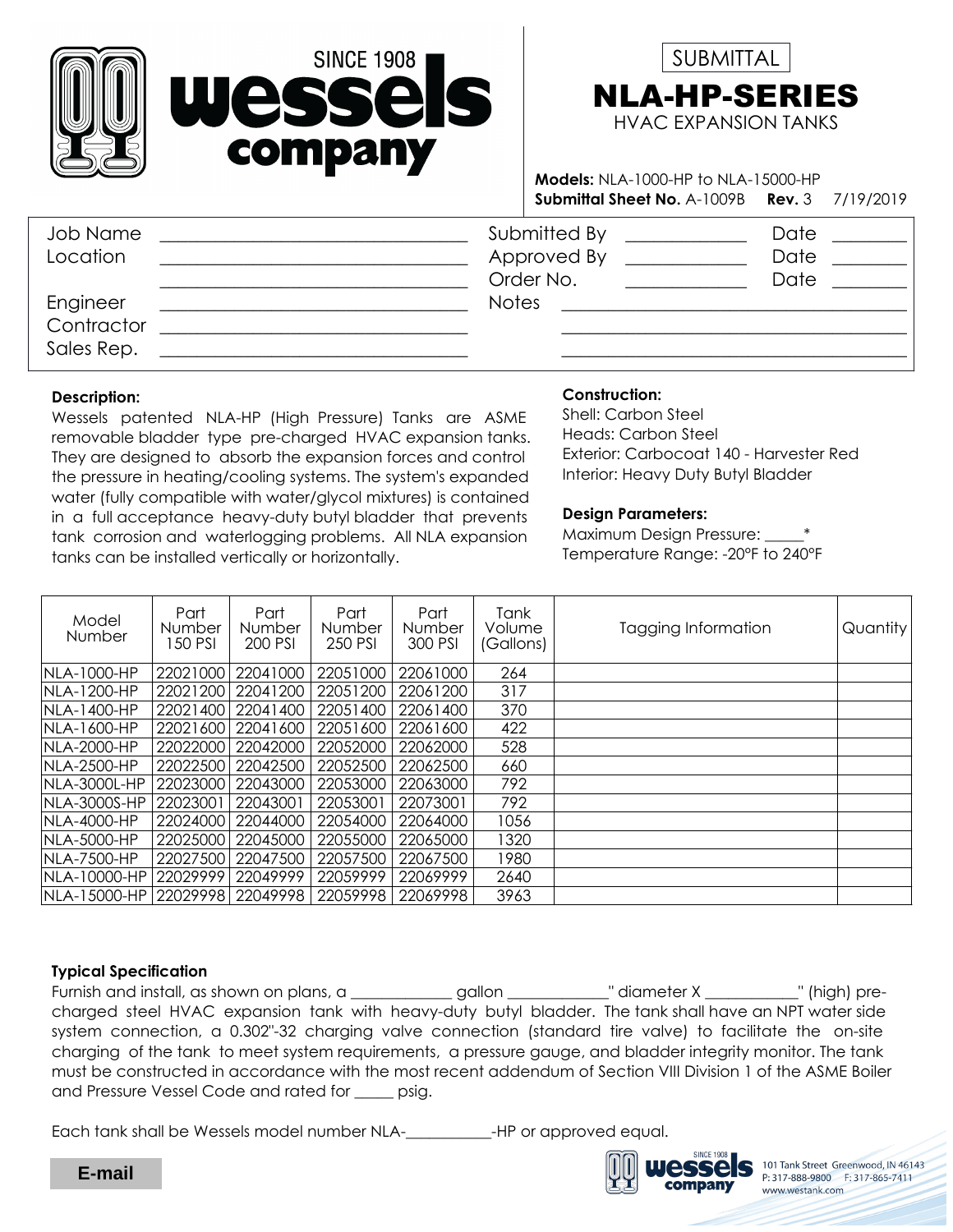SINCE 1908
**wessels company**

SUBMITTAL

# NLA-HP-SERIES

HVAC EXPANSION TANKS

**Models:** NLA-1000-HP to NLA-15000-HP
**Submittal Sheet No.** A-1009B **Rev.** 3 7/19/2019

| | | | | | |
|---|---|---|---|---|---|
| Job Name | ______________ | Submitted By | ______________ | Date | ______ |
| Location | ______________ | Approved By | ______________ | Date | ______ |
| | ______________ | Order No. | ______________ | Date | ______ |
| Engineer | ______________ | Notes | ______________ | | |
| Contractor | ______________ | | ______________ | | |
| Sales Rep. | ______________ | | ______________ | | |

**Description:**

Wessels patented NLA-HP (High Pressure) Tanks are ASME removable bladder type pre-charged HVAC expansion tanks. They are designed to absorb the expansion forces and control the pressure in heating/cooling systems. The system's expanded water (fully compatible with water/glycol mixtures) is contained in a full acceptance heavy-duty butyl bladder that prevents tank corrosion and waterlogging problems. All NLA expansion tanks can be installed vertically or horizontally.

**Construction:**

Shell: Carbon Steel
Heads: Carbon Steel
Exterior: Carbocoat 140 - Harvester Red
Interior: Heavy Duty Butyl Bladder

**Design Parameters:**

Maximum Design Pressure: _____*
Temperature Range: -20°F to 240°F

| Model Number | Part Number 150 PSI | Part Number 200 PSI | Part Number 250 PSI | Part Number 300 PSI | Tank Volume (Gallons) | Tagging Information | Quantity |
|---|---|---|---|---|---|---|---|
| NLA-1000-HP | 22021000 | 22041000 | 22051000 | 22061000 | 264 | | |
| NLA-1200-HP | 22021200 | 22041200 | 22051200 | 22061200 | 317 | | |
| NLA-1400-HP | 22021400 | 22041400 | 22051400 | 22061400 | 370 | | |
| NLA-1600-HP | 22021600 | 22041600 | 22051600 | 22061600 | 422 | | |
| NLA-2000-HP | 22022000 | 22042000 | 22052000 | 22062000 | 528 | | |
| NLA-2500-HP | 22022500 | 22042500 | 22052500 | 22062500 | 660 | | |
| NLA-3000L-HP | 22023000 | 22043000 | 22053000 | 22063000 | 792 | | |
| NLA-3000S-HP | 22023001 | 22043001 | 22053001 | 22073001 | 792 | | |
| NLA-4000-HP | 22024000 | 22044000 | 22054000 | 22064000 | 1056 | | |
| NLA-5000-HP | 22025000 | 22045000 | 22055000 | 22065000 | 1320 | | |
| NLA-7500-HP | 22027500 | 22047500 | 22057500 | 22067500 | 1980 | | |
| NLA-10000-HP | 22029999 | 22049999 | 22059999 | 22069999 | 2640 | | |
| NLA-15000-HP | 22029998 | 22049998 | 22059998 | 22069998 | 3963 | | |

**Typical Specification**

Furnish and install, as shown on plans, a ____________ gallon ____________" diameter X ___________" (high) pre-charged steel HVAC expansion tank with heavy-duty butyl bladder. The tank shall have an NPT water side system connection, a 0.302"-32 charging valve connection (standard tire valve) to facilitate the on-site charging of the tank to meet system requirements, a pressure gauge, and bladder integrity monitor. The tank must be constructed in accordance with the most recent addendum of Section VIII Division 1 of the ASME Boiler and Pressure Vessel Code and rated for _____ psig.

Each tank shall be Wessels model number NLA-__________-HP or approved equal.

E-mail

101 Tank Street Greenwood, IN 46143
P: 317-888-9800 F: 317-865-7411
www.westank.com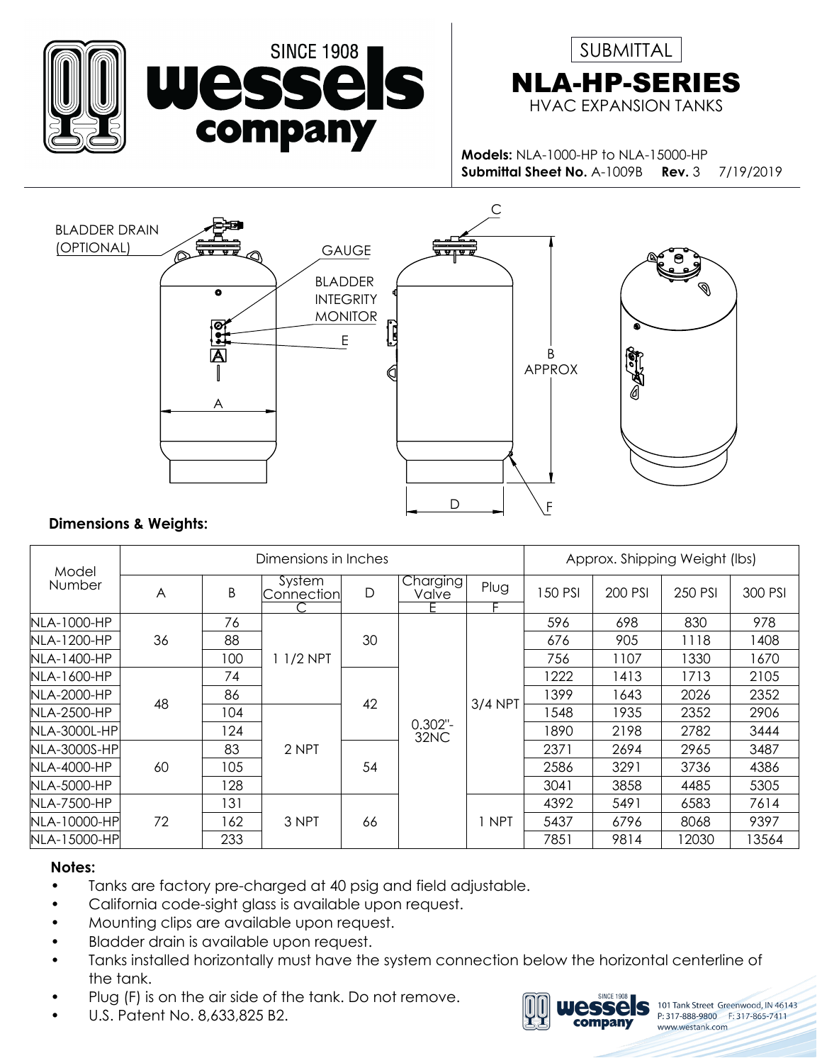SUBMITTAL

# NLA-HP-SERIES

HVAC EXPANSION TANKS

**Models:** NLA-1000-HP to NLA-15000-HP
**Submittal Sheet No.** A-1009B **Rev.** 3 7/19/2019

BLADDER DRAIN (OPTIONAL)
GAUGE
BLADDER INTEGRITY MONITOR
E
A
C
B APPROX
D
F

**Dimensions & Weights:**

| Model Number | Dimensions in Inches | | | | | | Approx. Shipping Weight (lbs) | | | |
|---|---|---|---|---|---|---|---|---|---|---|
| | A | B | System Connection C | D | Charging Valve E | Plug F | 150 PSI | 200 PSI | 250 PSI | 300 PSI |
| NLA-1000-HP | 36 | 76 | 1 1/2 NPT | 30 | 0.302"-32NC | 3/4 NPT | 596 | 698 | 830 | 978 |
| NLA-1200-HP | 36 | 88 | 1 1/2 NPT | 30 | 0.302"-32NC | 3/4 NPT | 676 | 905 | 1118 | 1408 |
| NLA-1400-HP | 36 | 100 | 1 1/2 NPT | 30 | 0.302"-32NC | 3/4 NPT | 756 | 1107 | 1330 | 1670 |
| NLA-1600-HP | 48 | 74 | 1 1/2 NPT | 42 | 0.302"-32NC | 3/4 NPT | 1222 | 1413 | 1713 | 2105 |
| NLA-2000-HP | 48 | 86 | 1 1/2 NPT | 42 | 0.302"-32NC | 3/4 NPT | 1399 | 1643 | 2026 | 2352 |
| NLA-2500-HP | 48 | 104 | 2 NPT | 42 | 0.302"-32NC | 3/4 NPT | 1548 | 1935 | 2352 | 2906 |
| NLA-3000L-HP | 48 | 124 | 2 NPT | 42 | 0.302"-32NC | 3/4 NPT | 1890 | 2198 | 2782 | 3444 |
| NLA-3000S-HP | 60 | 83 | 2 NPT | 54 | 0.302"-32NC | 3/4 NPT | 2371 | 2694 | 2965 | 3487 |
| NLA-4000-HP | 60 | 105 | 2 NPT | 54 | 0.302"-32NC | 3/4 NPT | 2586 | 3291 | 3736 | 4386 |
| NLA-5000-HP | 60 | 128 | 2 NPT | 54 | 0.302"-32NC | 3/4 NPT | 3041 | 3858 | 4485 | 5305 |
| NLA-7500-HP | 72 | 131 | 3 NPT | 66 | 0.302"-32NC | 1 NPT | 4392 | 5491 | 6583 | 7614 |
| NLA-10000-HP | 72 | 162 | 3 NPT | 66 | 0.302"-32NC | 1 NPT | 5437 | 6796 | 8068 | 9397 |
| NLA-15000-HP | 72 | 233 | 3 NPT | 66 | 0.302"-32NC | 1 NPT | 7851 | 9814 | 12030 | 13564 |

**Notes:**

- Tanks are factory pre-charged at 40 psig and field adjustable.
- California code-sight glass is available upon request.
- Mounting clips are available upon request.
- Bladder drain is available upon request.
- Tanks installed horizontally must have the system connection below the horizontal centerline of the tank.
- Plug (F) is on the air side of the tank. Do not remove.
- U.S. Patent No. 8,633,825 B2.

101 Tank Street Greenwood, IN 46143
P: 317-888-9800 F: 317-865-7411
www.westank.com